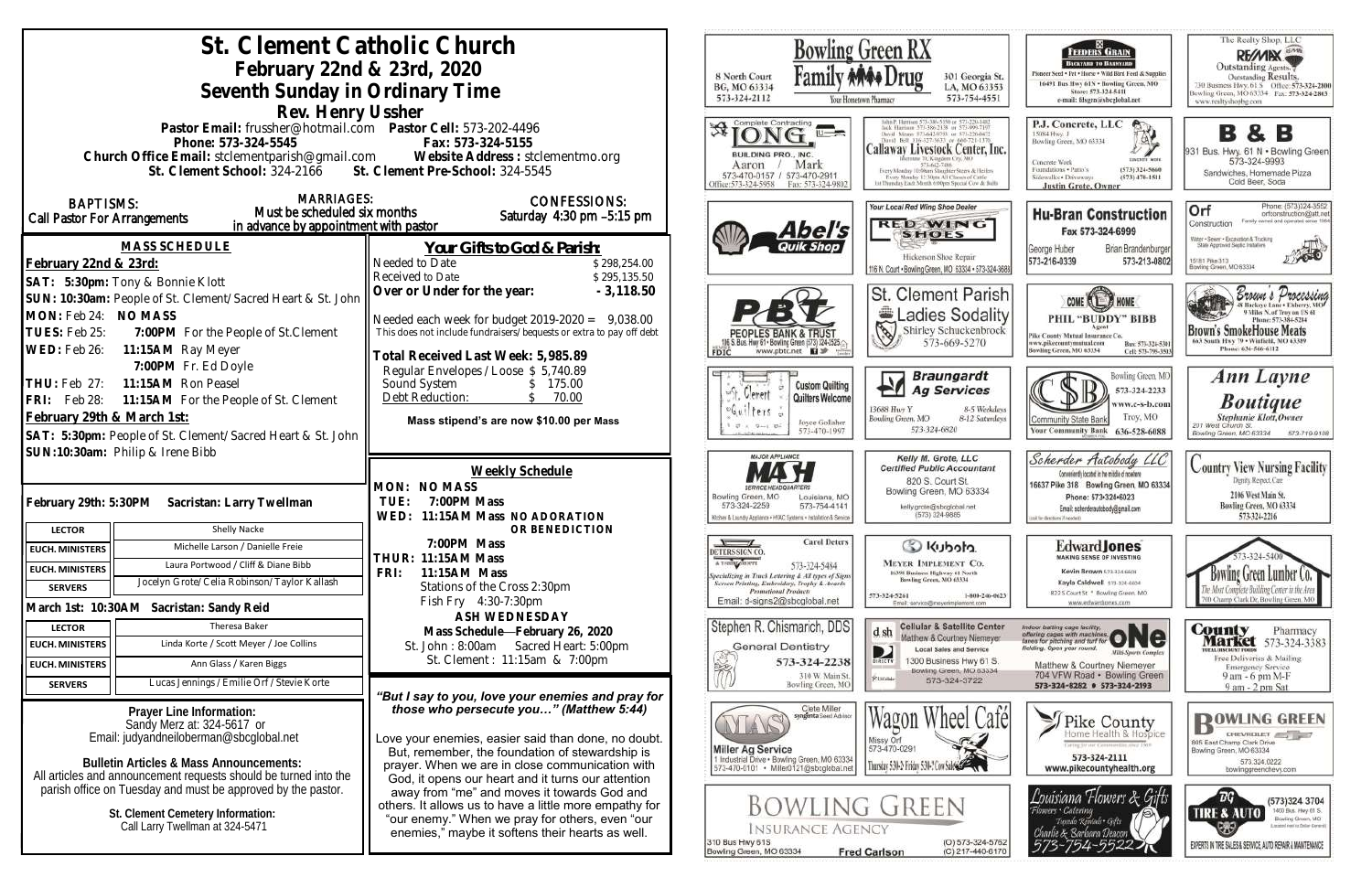# St. Clement Catholic Church

## February 22nd & 23rd, 2020

## Seventh Sunday in Ordinary Time

### Rev. Henry Ussher

**Pastor Email:** frussher@hotmail.com **Pastor Cell:** 573-202-4496
**Phone:** 573-324-5545 **Fax:** 573-324-5155
**Church Office Email:** stclementparish@gmail.com **Website Address:** stclementmo.org
**St. Clement School:** 324-2166 **St. Clement Pre-School:** 324-5545

**BAPTISMS:** Call Pastor For Arrangements

**MARRIAGES:** Must be scheduled six months in advance by appointment with pastor

**CONFESSIONS:** Saturday 4:30 pm –5:15 pm

## MASS SCHEDULE

**February 22nd & 23rd:**

**SAT: 5:30pm:** Tony & Bonnie Klott
**SUN: 10:30am:** People of St. Clement/Sacred Heart & St. John
**MON:** Feb 24: **NO MASS**
**TUES:** Feb 25: **7:00PM** For the People of St.Clement
**WED:** Feb 26: **11:15AM** Ray Meyer
**7:00PM** Fr. Ed Doyle
**THU:** Feb 27: **11:15AM** Ron Peasel
**FRI:** Feb 28: **11:15AM** For the People of St. Clement

**February 29th & March 1st:**

**SAT: 5:30pm:** People of St. Clement/Sacred Heart & St. John
**SUN:10:30am:** Philip & Irene Bibb

**February 29th: 5:30PM Sacristan: Larry Twellman**

| LECTOR | Shelly Nacke |
|---|---|
| EUCH. MINISTERS | Michelle Larson / Danielle Freie |
| EUCH. MINISTERS | Laura Portwood / Cliff & Diane Bibb |
| SERVERS | Jocelyn Grote/Celia Robinson/Taylor Kallash |

**March 1st: 10:30AM Sacristan: Sandy Reid**

| LECTOR | Theresa Baker |
|---|---|
| EUCH. MINISTERS | Linda Korte / Scott Meyer / Joe Collins |
| EUCH. MINISTERS | Ann Glass / Karen Biggs |
| SERVERS | Lucas Jennings / Emilie Orf / Stevie Korte |

**Prayer Line Information:**
Sandy Merz at: 324-5617 or
Email: judyandneiloberman@sbcglobal.net

**Bulletin Articles & Mass Announcements:**
All articles and announcement requests should be turned into the parish office on Tuesday and must be approved by the pastor.

**St. Clement Cemetery Information:**
Call Larry Twellman at 324-5471

## Your Gifts to God & Parish:

| | |
|---|---|
| Needed to Date | $ 298,254.00 |
| Received to Date | $ 295,135.50 |
| **Over or Under for the year:** | **- 3,118.50** |

Needed each week for budget 2019-2020 = 9,038.00
This does not include fundraisers/bequests or extra to pay off debt

**Total Received Last Week: 5,985.89**

| | |
|---|---|
| Regular Envelopes/Loose | $ 5,740.89 |
| Sound System | $ 175.00 |
| Debt Reduction: | $ 70.00 |

**Mass stipend's are now $10.00 per Mass**

## Weekly Schedule

**MON: NO MASS**
**TUE: 7:00PM Mass**
**WED: 11:15AM Mass NO ADORATION OR BENEDICTION**
**7:00PM Mass**
**THUR: 11:15AM Mass**
**FRI: 11:15AM Mass**
Stations of the Cross 2:30pm
Fish Fry 4:30-7:30pm

**ASH WEDNESDAY**
**Mass Schedule—February 26, 2020**
St. John : 8:00am Sacred Heart: 5:00pm
St. Clement : 11:15am & 7:00pm

***"But I say to you, love your enemies and pray for those who persecute you…" (Matthew 5:44)***

Love your enemies, easier said than done, no doubt. But, remember, the foundation of stewardship is prayer. When we are in close communion with God, it opens our heart and it turns our attention away from "me" and moves it towards God and others. It allows us to have a little more empathy for "our enemy." When we pray for others, even "our enemies," maybe it softens their hearts as well.

---

Bowling Green RX — 8 North Court, BG, MO 63334, 573-324-2112 — Family Drug — Your Hometown Pharmacy — 301 Georgia St., LA, MO 63353, 573-754-4551

Feeders Grain — Backyard to Barnyard — Pioneer Seed • Pet • Horse • Wild Bird Feed & Supplies — 16491 Bus Hwy 61N • Bowling Green, MO — Store: 573-324-5411 — e-mail: fdsgrn@sbcglobal.net

The Realty Shop, LLC — RE/MAX — Outstanding Agents. Outstanding Results. — 730 Business Hwy. 61 S, Bowling Green, MO 63334 — Office: 573-324-2800 Fax: 573-324-2863 — www.realtyshopbg.com

Complete Contracting — Long Building Pro., Inc. — Aaron / Mark — 573-470-0157 / 573-470-2911 — Office: 573-324-5958 Fax: 573-324-9802

Callaway Livestock Center, Inc. — Every Monday 10:00am Slaughter Steers & Heifers; Every Monday 12:30pm All Classes of Cattle; 1st Thursday Each Month 6:00pm Special Cow & Bulls

P.J. Concrete, LLC — 15084 Hwy. J, Bowling Green, MO 63334 — Concrete Work, Foundations • Patio's, Sidewalks • Driveways — (573) 324-5660, (573) 470-1511 — Justin Grote, Owner

B & B — 931 Bus. Hwy. 61 N • Bowling Green — 573-324-9993 — Sandwiches, Homemade Pizza, Cold Beer, Soda

Abel's Quik Shop

Your Local Red Wing Shoe Dealer — Red Wing Shoes — Hickerson Shoe Repair — 116 N. Court • Bowling Green, MO 63334 • 573-324-3688

Hu-Bran Construction — Fax 573-324-6999 — George Huber 573-216-0339 — Brian Brandenburger 573-213-0802

Orf Construction — Phone: (573)324-3552 — orfconstruction@att.net — Family owned and operated since 1964 — Water • Sewer • Excavation & Trucking — State Approved Septic Installers — 15181 Pike 313, Bowling Green, MO 63334

PBT — Peoples Bank & Trust — 196 S. Bus. Hwy 61 • Bowling Green (573) 324-2525 — www.pbtc.net — FDIC

St. Clement Parish Ladies Sodality — Shirley Schuckenbrock — 573-669-5270

Come Home — Phil "Buddy" Bibb, Agent — Pike County Mutual Insurance Co. — www.pikecountymutual.com — Bowling Green, MO 63334 — Bus: 573-324-5301, Cell: 573-795-3593

Brown's Processing — 26 Buckeye Lane • Elsberry, MO — 9 Miles N. of Troy on US 61 — Phone: 573-384-5284 — Brown's SmokeHouse Meats — 663 South Hwy 79 • Elsberry, MO 63339 — Phone: 636-566-6112

St. Clement Quilters — Custom Quilting, Quilters Welcome — Joyce Gollaher 573-470-1997

Braungardt Ag Services — 13688 Hwy Y, Bowling Green, MO — 8-5 Weekdays, 8-12 Saturdays — 573-324-6820

Community State Bank — Bowling Green, MO 573-324-2233 — www.c-s-b.com — Troy, MO 636-528-6688 — Your Community Bank

Ann Layne Boutique — Stephanie Klott, Owner — 201 West Church St., Bowling Green, MO 63334 — 573-719-9108

MASH — Major Appliance Service Headquarters — Bowling Green, MO 573-324-2259 — Louisiana, MO 573-754-4141 — Kitchen & Laundry Appliance • HVAC Systems • Installation & Service

Kelly M. Grote, LLC — Certified Public Accountant — 820 S. Court St., Bowling Green, MO 63334 — kellygrote@sbcglobal.net — (573) 324-9885

Scherder Autobody LLC — Conveniently located in the middle of nowhere — 16637 Pike 318 Bowling Green, MO 63334 — Phone: 573+324+6023 — Email: scherderautobody@gmail.com

Country View Nursing Facility — Dignity, Respect, Care — 2106 West Main St., Bowling Green, MO 63334 — 573-324-2216

Deters Sign Co. — Carol Deters — 573-324-5484 — Specializing in Truck Lettering & All types of Signs, Screen Printing, Embroidery, Trophy & Awards, Promotional Products — Email: d-signs2@sbcglobal.net

Kubota — Meyer Implement Co. — 16398 Business Highway 61 North, Bowling Green, MO 63334 — 573-324-5261, 1-800-246-0623 — Email: service@meyerimplement.com

Edward Jones — Making Sense of Investing — Kevin Brown 573-324-6604 — Kayla Caldwell 573-324-6604 — 822 S Court St * Bowling Green, MO — www.edwardjones.com

Bowling Green Lumber Co. — 573-324-5400 — The Most Complete Building Center in the Area — 700 Champ Clark Dr. Bowling Green, MO

Stephen R. Chismarich, DDS — General Dentistry — 573-324-2238 — 310 W. Main St., Bowling Green, MO

d sh — Cellular & Satellite Center — Matthew & Courtney Niemeyer — Local Sales and Service — 1300 Business Hwy 61 S., Bowling Green, MO 63334 — 573-324-3722

ONE Mini-Sports Complex — Indoor batting cage facility, offering cages with machines, lanes for pitching and turf for fielding. Open year round. — Matthew & Courtney Niemeyer — 704 VFW Road • Bowling Green — 573-324-8282 • 573-324-2193

County Market Pharmacy — 573-324-3383 — Free Deliveries & Mailing — Emergency Service — 9 am - 6 pm M-F, 9 am - 2 pm Sat

MAS — Clete Miller, syngenta Seed Advisor — Miller Ag Service — 1 Industrial Drive • Bowling Green, MO 63334 — 573-470-0101 • Miller0121@sbcglobal.net

Wagon Wheel Café — Missy Orf — 573-470-0291 — Thursday 5:30-2; Friday 5:30-2; Cow Sale

Pike County Home Health & Hospice — Caring for our Communities since 1969 — 573-324-2111 — www.pikecountyhealth.org

Bowling Green Chevrolet — 805 East Champ Clark Drive, Bowling Green, MO 63334 — 573.324.0222 — bowlinggreenchevy.com

Bowling Green Insurance Agency — 310 Bus Hwy 61S, Bowling Green, MO 63334 — Fred Carlson — (O) 573-324-5762, (C) 217-440-6170

Louisiana Flowers & Gifts — Flowers • Catering • Tuxedo Rentals • Gifts — Charlie & Barbara Deacon — 573-754-5522

BG Tire & Auto — (573)324 3704 — 1400 Bus. Hwy 61 S., Bowling Green, MO — Experts in Tire Sales & Service, Auto Repair & Maintenance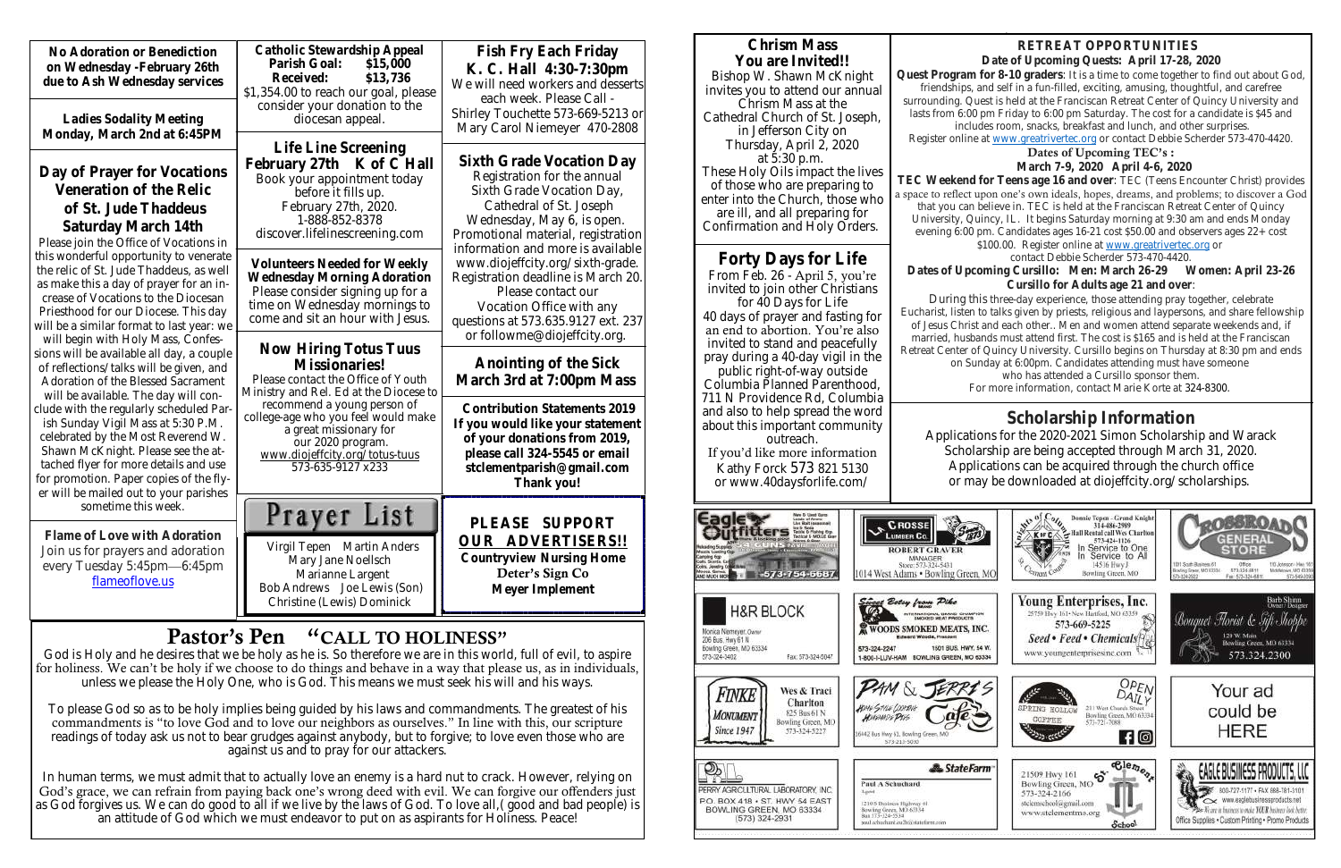**No Adoration or Benediction on Wednesday -February 26th due to Ash Wednesday services**

**Ladies Sodality Meeting Monday, March 2nd at 6:45PM**

## Day of Prayer for Vocations Veneration of the Relic of St. Jude Thaddeus Saturday March 14th

Please join the Office of Vocations in this wonderful opportunity to venerate the relic of St. Jude Thaddeus, as well as make this a day of prayer for an increase of Vocations to the Diocesan Priesthood for our Diocese. This day will be a similar format to last year: we will begin with Holy Mass, Confessions will be available all day, a couple of reflections/talks will be given, and Adoration of the Blessed Sacrament will be available. The day will conclude with the regularly scheduled Parish Sunday Vigil Mass at 5:30 P.M. celebrated by the Most Reverend W. Shawn McKnight. Please see the attached flyer for more details and use for promotion. Paper copies of the flyer will be mailed out to your parishes sometime this week.

**Flame of Love with Adoration**
Join us for prayers and adoration every Tuesday 5:45pm—6:45pm
flameoflove.us

**Catholic Stewardship Appeal**
**Parish Goal: $15,000**
**Received: $13,736**
$1,354.00 to reach our goal, please consider your donation to the diocesan appeal.

## Life Line Screening February 27th K of C Hall

Book your appointment today before it fills up.
February 27th, 2020.
1-888-852-8378
discover.lifelinescreening.com

**Volunteers Needed for Weekly Wednesday Morning Adoration**
Please consider signing up for a time on Wednesday mornings to come and sit an hour with Jesus.

## Now Hiring Totus Tuus Missionaries!

Please contact the Office of Youth Ministry and Rel. Ed at the Diocese to recommend a young person of college-age who you feel would make a great missionary for our 2020 program.
www.diojeffcity.org/totus-tuus
573-635-9127 x233

## Prayer List

Virgil Tepen Martin Anders
Mary Jane Noellsch
Marianne Largent
Bob Andrews Joe Lewis (Son)
Christine (Lewis) Dominick

## Fish Fry Each Friday K. C. Hall 4:30-7:30pm

We will need workers and desserts each week. Please Call - Shirley Touchette 573-669-5213 or Mary Carol Niemeyer 470-2808

## Sixth Grade Vocation Day

Registration for the annual Sixth Grade Vocation Day, Cathedral of St. Joseph, Wednesday, May 6, is open. Promotional material, registration information and more is available www.diojeffcity.org/sixth-grade. Registration deadline is March 20. Please contact our Vocation Office with any questions at 573.635.9127 ext. 237 or followme@diojeffcity.org.

## Anointing of the Sick March 3rd at 7:00pm Mass

**Contribution Statements 2019**
**If you would like your statement of your donations from 2019, please call 324-5545 or email stclementparish@gmail.com**
**Thank you!**

**PLEASE SUPPORT OUR ADVERTISERS!!**
**Countryview Nursing Home**
**Deter's Sign Co**
**Meyer Implement**

## Pastor's Pen "CALL TO HOLINESS"

God is Holy and he desires that we be holy as he is. So therefore we are in this world, full of evil, to aspire for holiness. We can't be holy if we choose to do things and behave in a way that please us, as in individuals, unless we please the Holy One, who is God. This means we must seek his will and his ways.

To please God so as to be holy implies being guided by his laws and commandments. The greatest of his commandments is "to love God and to love our neighbors as ourselves." In line with this, our scripture readings of today ask us not to bear grudges against anybody, but to forgive; to love even those who are against us and to pray for our attackers.

In human terms, we must admit that to actually love an enemy is a hard nut to crack. However, relying on God's grace, we can refrain from paying back one's wrong deed with evil. We can forgive our offenders just as God forgives us. We can do good to all if we live by the laws of God. To love all,( good and bad people) is an attitude of God which we must endeavor to put on as aspirants for Holiness. Peace!

## Chrism Mass You are Invited!!

Bishop W. Shawn McKnight invites you to attend our annual Chrism Mass at the Cathedral Church of St. Joseph, in Jefferson City on Thursday, April 2, 2020 at 5:30 p.m.
These Holy Oils impact the lives of those who are preparing to enter into the Church, those who are ill, and all preparing for Confirmation and Holy Orders.

## Forty Days for Life

From Feb. 26 - April 5, you're invited to join other Christians for 40 Days for Life
40 days of prayer and fasting for an end to abortion. You're also invited to stand and peacefully pray during a 40-day vigil in the public right-of-way outside Columbia Planned Parenthood, 711 N Providence Rd, Columbia and also to help spread the word about this important community outreach.
If you'd like more information Kathy Forck 573 821 5130 or www.40daysforlife.com/

## RETREAT OPPORTUNITIES

**Date of Upcoming Quests: April 17-28, 2020**

**Quest Program for 8-10 graders**: It is a time to come together to find out about God, friendships, and self in a fun-filled, exciting, amusing, thoughtful, and carefree surrounding. Quest is held at the Franciscan Retreat Center of Quincy University and lasts from 6:00 pm Friday to 6:00 pm Saturday. The cost for a candidate is $45 and includes room, snacks, breakfast and lunch, and other surprises.
Register online at www.greatrivertec.org or contact Debbie Scherder 573-470-4420.

**Dates of Upcoming TEC's :**
**March 7-9, 2020 April 4-6, 2020**

**TEC Weekend for Teens age 16 and over**: TEC (Teens Encounter Christ) provides a space to reflect upon one's own ideals, hopes, dreams, and problems; to discover a God that you can believe in. TEC is held at the Franciscan Retreat Center of Quincy University, Quincy, IL. It begins Saturday morning at 9:30 am and ends Monday evening 6:00 pm. Candidates ages 16-21 cost $50.00 and observers ages 22+ cost $100.00. Register online at www.greatrivertec.org or contact Debbie Scherder 573-470-4420.

**Dates of Upcoming Cursillo: Men: March 26-29 Women: April 23-26**
**Cursillo for Adults age 21 and over**:
During this three-day experience, those attending pray together, celebrate Eucharist, listen to talks given by priests, religious and laypersons, and share fellowship of Jesus Christ and each other.. Men and women attend separate weekends and, if married, husbands must attend first. The cost is $165 and is held at the Franciscan Retreat Center of Quincy University. Cursillo begins on Thursday at 8:30 pm and ends on Sunday at 6:00pm. Candidates attending must have someone who has attended a Cursillo sponsor them.
For more information, contact Marie Korte at 324-8300.

## Scholarship Information

Applications for the 2020-2021 Simon Scholarship and Warack Scholarship are being accepted through March 31, 2020. Applications can be acquired through the church office or may be downloaded at diojeffcity.org/scholarships.

Eagle Outfitters — 573-754-6687

Crosse Lumber Co. — Robert Graver, Manager, Store: 573-324-5431, 1014 West Adams • Bowling Green, MO

Knights of Columbus — Donnie Tepen - Grand Knight 314-486-2989, Hall Rental call Wes Charlton 573-424-1126, In Service to One In Service to All, 14516 Hwy J Bowling Green, MO

Crossroads General Store

H&R Block — Monica Niemeyer, Owner, 206 Bus. Hwy 61 N, Bowling Green, MO 63334, 573-324-3402, Fax: 573-324-5047

Sweet Betsy from Pike — Woods Smoked Meats, Inc. — Edward Woods, President, 573-324-2247, 1501 Bus. Hwy. 54 W., 1-800-I-LUV-HAM, Bowling Green, MO 63334

Young Enterprises, Inc. — 25759 Hwy 161 • New Hartford, MO 63359 — Seed • Feed • Chemicals — www.youngenterprisesinc.com

Bouquet Florist & Gift Shoppe — Barb Shinn, Owner / Designer — 120 W. Main, Bowling Green, MO 63334 — 573.324.2300

Finke Monument, Since 1947 — Wes & Traci Charlton, 825 Bus 61 N, Bowling Green, MO, 573-324-5227

Pam & Jerri's Cafe — Home Style Cooking, Homemade Pies — 16442 Bus Hwy 61, Bowling Green, MO

Spring Hollow Coffee — Open Daily — 211 West Church Street, Bowling Green, MO 63334

Your ad could be HERE

Perry Agricultural Laboratory, Inc. — P.O. Box 418 • St. Hwy 54 East, Bowling Green, MO 63334, (573) 324-2931

State Farm — Paul A Schuchard, Agent

St. Clement School — 21509 Hwy 161, Bowling Green, MO, 573-324-2166, stclemschool@gmail.com, www.stclementmo.org

Eagle Business Products, LLC — Office Supplies • Custom Printing • Promo Products